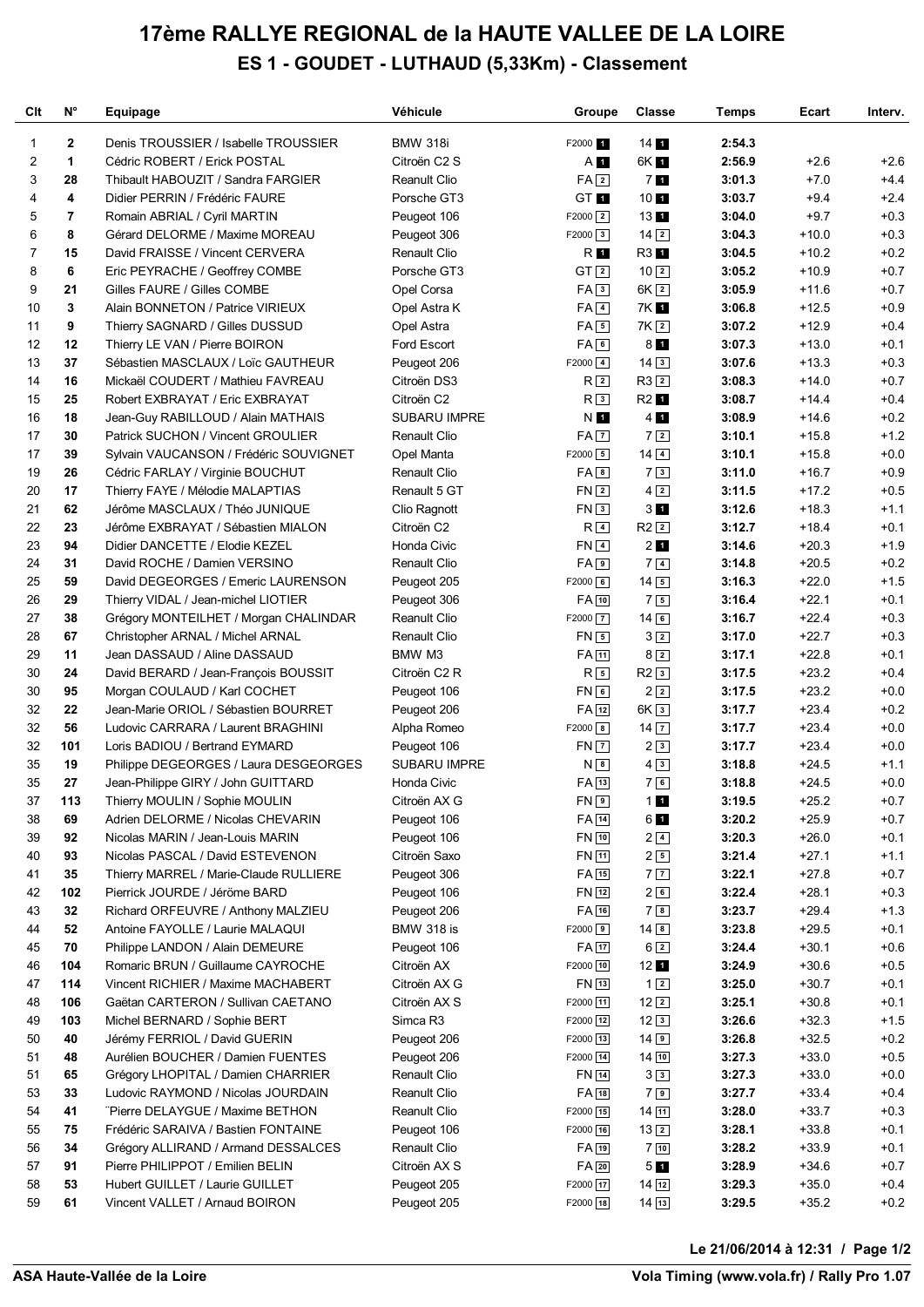# 17ème RALLYE REGIONAL de la HAUTE VALLEE DE LA LOIRE

## ES 1 - GOUDET - LUTHAUD (5,33Km) - Classement

| Clt | N° | Equipage | Véhicule | Groupe | Classe | Temps | Ecart | Interv. |
|---|---|---|---|---|---|---|---|---|
| 1 | 2 | Denis TROUSSIER / Isabelle TROUSSIER | BMW 318i | F2000 1 | 14 1 | 2:54.3 | | |
| 2 | 1 | Cédric ROBERT / Erick POSTAL | Citroën C2 S | A 1 | 6K 1 | 2:56.9 | +2.6 | +2.6 |
| 3 | 28 | Thibault HABOUZIT / Sandra FARGIER | Reanult Clio | FA 2 | 7 1 | 3:01.3 | +7.0 | +4.4 |
| 4 | 4 | Didier PERRIN / Frédéric FAURE | Porsche GT3 | GT 1 | 10 1 | 3:03.7 | +9.4 | +2.4 |
| 5 | 7 | Romain ABRIAL / Cyril MARTIN | Peugeot 106 | F2000 2 | 13 1 | 3:04.0 | +9.7 | +0.3 |
| 6 | 8 | Gérard DELORME / Maxime MOREAU | Peugeot 306 | F2000 3 | 14 2 | 3:04.3 | +10.0 | +0.3 |
| 7 | 15 | David FRAISSE / Vincent CERVERA | Renault Clio | R 1 | R3 1 | 3:04.5 | +10.2 | +0.2 |
| 8 | 6 | Eric PEYRACHE / Geoffrey COMBE | Porsche GT3 | GT 2 | 10 2 | 3:05.2 | +10.9 | +0.7 |
| 9 | 21 | Gilles FAURE / Gilles COMBE | Opel Corsa | FA 3 | 6K 2 | 3:05.9 | +11.6 | +0.7 |
| 10 | 3 | Alain BONNETON / Patrice VIRIEUX | Opel Astra K | FA 4 | 7K 1 | 3:06.8 | +12.5 | +0.9 |
| 11 | 9 | Thierry SAGNARD / Gilles DUSSUD | Opel Astra | FA 5 | 7K 2 | 3:07.2 | +12.9 | +0.4 |
| 12 | 12 | Thierry LE VAN / Pierre BOIRON | Ford Escort | FA 6 | 8 1 | 3:07.3 | +13.0 | +0.1 |
| 13 | 37 | Sébastien MASCLAUX / Loïc GAUTHEUR | Peugeot 206 | F2000 4 | 14 3 | 3:07.6 | +13.3 | +0.3 |
| 14 | 16 | Mickaël COUDERT / Mathieu FAVREAU | Citroën DS3 | R 2 | R3 2 | 3:08.3 | +14.0 | +0.7 |
| 15 | 25 | Robert EXBRAYAT / Eric EXBRAYAT | Citroën C2 | R 3 | R2 1 | 3:08.7 | +14.4 | +0.4 |
| 16 | 18 | Jean-Guy RABILLOUD / Alain MATHAIS | SUBARU IMPRE | N 1 | 4 1 | 3:08.9 | +14.6 | +0.2 |
| 17 | 30 | Patrick SUCHON / Vincent GROULIER | Renault Clio | FA 7 | 7 2 | 3:10.1 | +15.8 | +1.2 |
| 17 | 39 | Sylvain VAUCANSON / Frédéric SOUVIGNET | Opel Manta | F2000 5 | 14 4 | 3:10.1 | +15.8 | +0.0 |
| 19 | 26 | Cédric FARLAY / Virginie BOUCHUT | Renault Clio | FA 8 | 7 3 | 3:11.0 | +16.7 | +0.9 |
| 20 | 17 | Thierry FAYE / Mélodie MALAPTIAS | Renault 5 GT | FN 2 | 4 2 | 3:11.5 | +17.2 | +0.5 |
| 21 | 62 | Jérôme MASCLAUX / Théo JUNIQUE | Clio Ragnott | FN 3 | 3 1 | 3:12.6 | +18.3 | +1.1 |
| 22 | 23 | Jérôme EXBRAYAT / Sébastien MIALON | Citroën C2 | R 4 | R2 2 | 3:12.7 | +18.4 | +0.1 |
| 23 | 94 | Didier DANCETTE / Elodie KEZEL | Honda Civic | FN 4 | 2 1 | 3:14.6 | +20.3 | +1.9 |
| 24 | 31 | David ROCHE / Damien VERSINO | Renault Clio | FA 9 | 7 4 | 3:14.8 | +20.5 | +0.2 |
| 25 | 59 | David DEGEORGES / Emeric LAURENSON | Peugeot 205 | F2000 6 | 14 5 | 3:16.3 | +22.0 | +1.5 |
| 26 | 29 | Thierry VIDAL / Jean-michel LIOTIER | Peugeot 306 | FA 10 | 7 5 | 3:16.4 | +22.1 | +0.1 |
| 27 | 38 | Grégory MONTEILHET / Morgan CHALINDAR | Reanult Clio | F2000 7 | 14 6 | 3:16.7 | +22.4 | +0.3 |
| 28 | 67 | Christopher ARNAL / Michel ARNAL | Renault Clio | FN 5 | 3 2 | 3:17.0 | +22.7 | +0.3 |
| 29 | 11 | Jean DASSAUD / Aline DASSAUD | BMW M3 | FA 11 | 8 2 | 3:17.1 | +22.8 | +0.1 |
| 30 | 24 | David BERARD / Jean-François BOUSSIT | Citroën C2 R | R 5 | R2 3 | 3:17.5 | +23.2 | +0.4 |
| 30 | 95 | Morgan COULAUD / Karl COCHET | Peugeot 106 | FN 6 | 2 2 | 3:17.5 | +23.2 | +0.0 |
| 32 | 22 | Jean-Marie ORIOL / Sébastien BOURRET | Peugeot 206 | FA 12 | 6K 3 | 3:17.7 | +23.4 | +0.2 |
| 32 | 56 | Ludovic CARRARA / Laurent BRAGHINI | Alpha Romeo | F2000 8 | 14 7 | 3:17.7 | +23.4 | +0.0 |
| 32 | 101 | Loris BADIOU / Bertrand EYMARD | Peugeot 106 | FN 7 | 2 3 | 3:17.7 | +23.4 | +0.0 |
| 35 | 19 | Philippe DEGEORGES / Laura DESGEORGES | SUBARU IMPRE | N 8 | 4 3 | 3:18.8 | +24.5 | +1.1 |
| 35 | 27 | Jean-Philippe GIRY / John GUITTARD | Honda Civic | FA 13 | 7 6 | 3:18.8 | +24.5 | +0.0 |
| 37 | 113 | Thierry MOULIN / Sophie MOULIN | Citroën AX G | FN 9 | 1 1 | 3:19.5 | +25.2 | +0.7 |
| 38 | 69 | Adrien DELORME / Nicolas CHEVARIN | Peugeot 106 | FA 14 | 6 1 | 3:20.2 | +25.9 | +0.7 |
| 39 | 92 | Nicolas MARIN / Jean-Louis MARIN | Peugeot 106 | FN 10 | 2 4 | 3:20.3 | +26.0 | +0.1 |
| 40 | 93 | Nicolas PASCAL / David ESTEVENON | Citroën Saxo | FN 11 | 2 5 | 3:21.4 | +27.1 | +1.1 |
| 41 | 35 | Thierry MARREL / Marie-Claude RULLIERE | Peugeot 306 | FA 15 | 7 7 | 3:22.1 | +27.8 | +0.7 |
| 42 | 102 | Pierrick JOURDE / Jérôme BARD | Peugeot 106 | FN 12 | 2 6 | 3:22.4 | +28.1 | +0.3 |
| 43 | 32 | Richard ORFEUVRE / Anthony MALZIEU | Peugeot 206 | FA 16 | 7 8 | 3:23.7 | +29.4 | +1.3 |
| 44 | 52 | Antoine FAYOLLE / Laurie MALAQUI | BMW 318 is | F2000 9 | 14 8 | 3:23.8 | +29.5 | +0.1 |
| 45 | 70 | Philippe LANDON / Alain DEMEURE | Peugeot 106 | FA 17 | 6 2 | 3:24.4 | +30.1 | +0.6 |
| 46 | 104 | Romaric BRUN / Guillaume CAYROCHE | Citroën AX | F2000 10 | 12 1 | 3:24.9 | +30.6 | +0.5 |
| 47 | 114 | Vincent RICHIER / Maxime MACHABERT | Citroën AX G | FN 13 | 1 2 | 3:25.0 | +30.7 | +0.1 |
| 48 | 106 | Gaëtan CARTERON / Sullivan CAETANO | Citroën AX S | F2000 11 | 12 2 | 3:25.1 | +30.8 | +0.1 |
| 49 | 103 | Michel BERNARD / Sophie BERT | Simca R3 | F2000 12 | 12 3 | 3:26.6 | +32.3 | +1.5 |
| 50 | 40 | Jérémy FERRIOL / David GUERIN | Peugeot 206 | F2000 13 | 14 9 | 3:26.8 | +32.5 | +0.2 |
| 51 | 48 | Aurélien BOUCHER / Damien FUENTES | Peugeot 206 | F2000 14 | 14 10 | 3:27.3 | +33.0 | +0.5 |
| 51 | 65 | Grégory LHOPITAL / Damien CHARRIER | Renault Clio | FN 14 | 3 3 | 3:27.3 | +33.0 | +0.0 |
| 53 | 33 | Ludovic RAYMOND / Nicolas JOURDAIN | Reanult Clio | FA 18 | 7 9 | 3:27.7 | +33.4 | +0.4 |
| 54 | 41 | ¨Pierre DELAYGUE / Maxime BETHON | Reanult Clio | F2000 15 | 14 11 | 3:28.0 | +33.7 | +0.3 |
| 55 | 75 | Frédéric SARAIVA / Bastien FONTAINE | Peugeot 106 | F2000 16 | 13 2 | 3:28.1 | +33.8 | +0.1 |
| 56 | 34 | Grégory ALLIRAND / Armand DESSALCES | Renault Clio | FA 19 | 7 10 | 3:28.2 | +33.9 | +0.1 |
| 57 | 91 | Pierre PHILIPPOT / Emilien BELIN | Citroën AX S | FA 20 | 5 1 | 3:28.9 | +34.6 | +0.7 |
| 58 | 53 | Hubert GUILLET / Laurie GUILLET | Peugeot 205 | F2000 17 | 14 12 | 3:29.3 | +35.0 | +0.4 |
| 59 | 61 | Vincent VALLET / Arnaud BOIRON | Peugeot 205 | F2000 18 | 14 13 | 3:29.5 | +35.2 | +0.2 |

Le 21/06/2014 à 12:31

ASA Haute-Vallée de la Loire — Vola Timing (www.vola.fr) / Rally Pro 1.07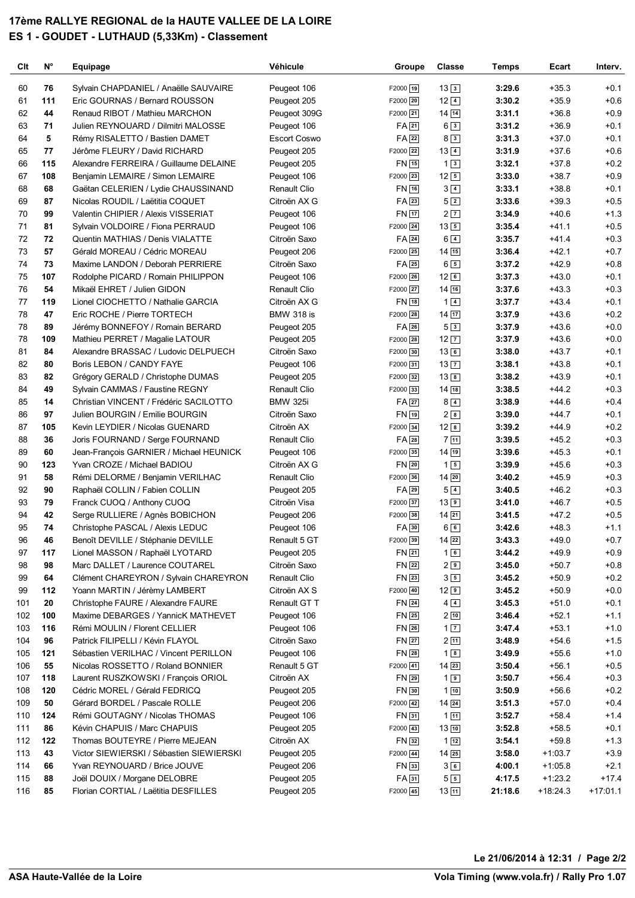# 17ème RALLYE REGIONAL de la HAUTE VALLEE DE LA LOIRE

## ES 1 - GOUDET - LUTHAUD (5,33Km) - Classement

| Clt | N° | Equipage | Véhicule | Groupe | Classe | Temps | Ecart | Interv. |
|---|---|---|---|---|---|---|---|---|
| 60 | 76 | Sylvain CHAPDANIEL / Anaëlle SAUVAIRE | Peugeot 106 | F2000 19 | 13 3 | 3:29.6 | +35.3 | +0.1 |
| 61 | 111 | Eric GOURNAS / Bernard ROUSSON | Peugeot 205 | F2000 20 | 12 4 | 3:30.2 | +35.9 | +0.6 |
| 62 | 44 | Renaud RIBOT / Mathieu MARCHON | Peugeot 309G | F2000 21 | 14 14 | 3:31.1 | +36.8 | +0.9 |
| 63 | 71 | Julien REYNOUARD / Dilmitri MALOSSE | Peugeot 106 | FA 21 | 6 3 | 3:31.2 | +36.9 | +0.1 |
| 64 | 5 | Rémy RISALETTO / Bastien DAMET | Escort Coswo | FA 22 | 8 3 | 3:31.3 | +37.0 | +0.1 |
| 65 | 77 | Jérôme FLEURY / David RICHARD | Peugeot 205 | F2000 22 | 13 4 | 3:31.9 | +37.6 | +0.6 |
| 66 | 115 | Alexandre FERREIRA / Guillaume DELAINE | Peugeot 205 | FN 15 | 1 3 | 3:32.1 | +37.8 | +0.2 |
| 67 | 108 | Benjamin LEMAIRE / Simon LEMAIRE | Peugeot 106 | F2000 23 | 12 5 | 3:33.0 | +38.7 | +0.9 |
| 68 | 68 | Gaëtan CELERIEN / Lydie CHAUSSINAND | Renault Clio | FN 16 | 3 4 | 3:33.1 | +38.8 | +0.1 |
| 69 | 87 | Nicolas ROUDIL / Laëtitia COQUET | Citroën AX G | FA 23 | 5 2 | 3:33.6 | +39.3 | +0.5 |
| 70 | 99 | Valentin CHIPIER / Alexis VISSERIAT | Peugeot 106 | FN 17 | 2 7 | 3:34.9 | +40.6 | +1.3 |
| 71 | 81 | Sylvain VOLDOIRE / Fiona PERRAUD | Peugeot 106 | F2000 24 | 13 5 | 3:35.4 | +41.1 | +0.5 |
| 72 | 72 | Quentin MATHIAS / Denis VIALATTE | Citroën Saxo | FA 24 | 6 4 | 3:35.7 | +41.4 | +0.3 |
| 73 | 57 | Gérald MOREAU / Cédric MOREAU | Peugeot 206 | F2000 25 | 14 15 | 3:36.4 | +42.1 | +0.7 |
| 74 | 73 | Maxime LANDON / Deborah PERRIERE | Citroën Saxo | FA 25 | 6 5 | 3:37.2 | +42.9 | +0.8 |
| 75 | 107 | Rodolphe PICARD / Romain PHILIPPON | Peugeot 106 | F2000 26 | 12 6 | 3:37.3 | +43.0 | +0.1 |
| 76 | 54 | Mikaël EHRET / Julien GIDON | Renault Clio | F2000 27 | 14 16 | 3:37.6 | +43.3 | +0.3 |
| 77 | 119 | Lionel CIOCHETTO / Nathalie GARCIA | Citroën AX G | FN 18 | 1 4 | 3:37.7 | +43.4 | +0.1 |
| 78 | 47 | Eric ROCHE / Pierre TORTECH | BMW 318 is | F2000 28 | 14 17 | 3:37.9 | +43.6 | +0.2 |
| 78 | 89 | Jérémy BONNEFOY / Romain BERARD | Peugeot 205 | FA 26 | 5 3 | 3:37.9 | +43.6 | +0.0 |
| 78 | 109 | Mathieu PERRET / Magalie LATOUR | Peugeot 205 | F2000 28 | 12 7 | 3:37.9 | +43.6 | +0.0 |
| 81 | 84 | Alexandre BRASSAC / Ludovic DELPUECH | Citroën Saxo | F2000 30 | 13 6 | 3:38.0 | +43.7 | +0.1 |
| 82 | 80 | Boris LEBON / CANDY FAYE | Peugeot 106 | F2000 31 | 13 7 | 3:38.1 | +43.8 | +0.1 |
| 83 | 82 | Grégory GERALD / Christophe DUMAS | Peugeot 205 | F2000 32 | 13 8 | 3:38.2 | +43.9 | +0.1 |
| 84 | 49 | Sylvain CAMMAS / Faustine REGNY | Renault Clio | F2000 33 | 14 18 | 3:38.5 | +44.2 | +0.3 |
| 85 | 14 | Christian VINCENT / Frédéric SACILOTTO | BMW 325i | FA 27 | 8 4 | 3:38.9 | +44.6 | +0.4 |
| 86 | 97 | Julien BOURGIN / Emilie BOURGIN | Citroën Saxo | FN 19 | 2 8 | 3:39.0 | +44.7 | +0.1 |
| 87 | 105 | Kevin LEYDIER / Nicolas GUENARD | Citroën AX | F2000 34 | 12 8 | 3:39.2 | +44.9 | +0.2 |
| 88 | 36 | Joris FOURNAND / Serge FOURNAND | Renault Clio | FA 28 | 7 11 | 3:39.5 | +45.2 | +0.3 |
| 89 | 60 | Jean-François GARNIER / Michael HEUNICK | Peugeot 106 | F2000 35 | 14 19 | 3:39.6 | +45.3 | +0.1 |
| 90 | 123 | Yvan CROZE / Michael BADIOU | Citroën AX G | FN 20 | 1 5 | 3:39.9 | +45.6 | +0.3 |
| 91 | 58 | Rémi DELORME / Benjamin VERILHAC | Renault Clio | F2000 36 | 14 20 | 3:40.2 | +45.9 | +0.3 |
| 92 | 90 | Raphaël COLLIN / Fabien COLLIN | Peugeot 205 | FA 29 | 5 4 | 3:40.5 | +46.2 | +0.3 |
| 93 | 79 | Franck CUOQ / Anthony CUOQ | Citroën Visa | F2000 37 | 13 9 | 3:41.0 | +46.7 | +0.5 |
| 94 | 42 | Serge RULLIERE / Agnès BOBICHON | Peugeot 206 | F2000 38 | 14 21 | 3:41.5 | +47.2 | +0.5 |
| 95 | 74 | Christophe PASCAL / Alexis LEDUC | Peugeot 106 | FA 30 | 6 6 | 3:42.6 | +48.3 | +1.1 |
| 96 | 46 | Benoît DEVILLE / Stéphanie DEVILLE | Renault 5 GT | F2000 39 | 14 22 | 3:43.3 | +49.0 | +0.7 |
| 97 | 117 | Lionel MASSON / Raphaël LYOTARD | Peugeot 205 | FN 21 | 1 6 | 3:44.2 | +49.9 | +0.9 |
| 98 | 98 | Marc DALLET / Laurence COUTAREL | Citroën Saxo | FN 22 | 2 9 | 3:45.0 | +50.7 | +0.8 |
| 99 | 64 | Clément CHAREYRON / Sylvain CHAREYRON | Renault Clio | FN 23 | 3 5 | 3:45.2 | +50.9 | +0.2 |
| 99 | 112 | Yoann MARTIN / Jérèmy LAMBERT | Citroën AX S | F2000 40 | 12 9 | 3:45.2 | +50.9 | +0.0 |
| 101 | 20 | Christophe FAURE / Alexandre FAURE | Renault GT T | FN 24 | 4 4 | 3:45.3 | +51.0 | +0.1 |
| 102 | 100 | Maxime DEBARGES / YannicK MATHEVET | Peugeot 106 | FN 25 | 2 10 | 3:46.4 | +52.1 | +1.1 |
| 103 | 116 | Rémi MOULIN / Florent CELLIER | Peugeot 106 | FN 26 | 1 7 | 3:47.4 | +53.1 | +1.0 |
| 104 | 96 | Patrick FILIPELLI / Kévin FLAYOL | Citroën Saxo | FN 27 | 2 11 | 3:48.9 | +54.6 | +1.5 |
| 105 | 121 | Sébastien VERILHAC / Vincent PERILLON | Peugeot 106 | FN 28 | 1 8 | 3:49.9 | +55.6 | +1.0 |
| 106 | 55 | Nicolas ROSSETTO / Roland BONNIER | Renault 5 GT | F2000 41 | 14 23 | 3:50.4 | +56.1 | +0.5 |
| 107 | 118 | Laurent RUSZKOWSKI / François ORIOL | Citroën AX | FN 29 | 1 9 | 3:50.7 | +56.4 | +0.3 |
| 108 | 120 | Cédric MOREL / Gérald FEDRICQ | Peugeot 205 | FN 30 | 1 10 | 3:50.9 | +56.6 | +0.2 |
| 109 | 50 | Gérard BORDEL / Pascale ROLLE | Peugeot 206 | F2000 42 | 14 24 | 3:51.3 | +57.0 | +0.4 |
| 110 | 124 | Rémi GOUTAGNY / Nicolas THOMAS | Peugeot 106 | FN 31 | 1 11 | 3:52.7 | +58.4 | +1.4 |
| 111 | 86 | Kévin CHAPUIS / Marc CHAPUIS | Peugeot 205 | F2000 43 | 13 10 | 3:52.8 | +58.5 | +0.1 |
| 112 | 122 | Thomas BOUTEYRE / Pierre MEJEAN | Citroën AX | FN 32 | 1 12 | 3:54.1 | +59.8 | +1.3 |
| 113 | 43 | Victor SIEWIERSKI / Sébastien SIEWIERSKI | Peugeot 205 | F2000 44 | 14 25 | 3:58.0 | +1:03.7 | +3.9 |
| 114 | 66 | Yvan REYNOUARD / Brice JOUVE | Peugeot 206 | FN 33 | 3 6 | 4:00.1 | +1:05.8 | +2.1 |
| 115 | 88 | Joël DOUIX / Morgane DELOBRE | Peugeot 205 | FA 31 | 5 5 | 4:17.5 | +1:23.2 | +17.4 |
| 116 | 85 | Florian CORTIAL / Laëtitia DESFILLES | Peugeot 205 | F2000 45 | 13 11 | 21:18.6 | +18:24.3 | +17:01.1 |

Le 21/06/2014 à 12:31

ASA Haute-Vallée de la Loire

Vola Timing (www.vola.fr) / Rally Pro 1.07